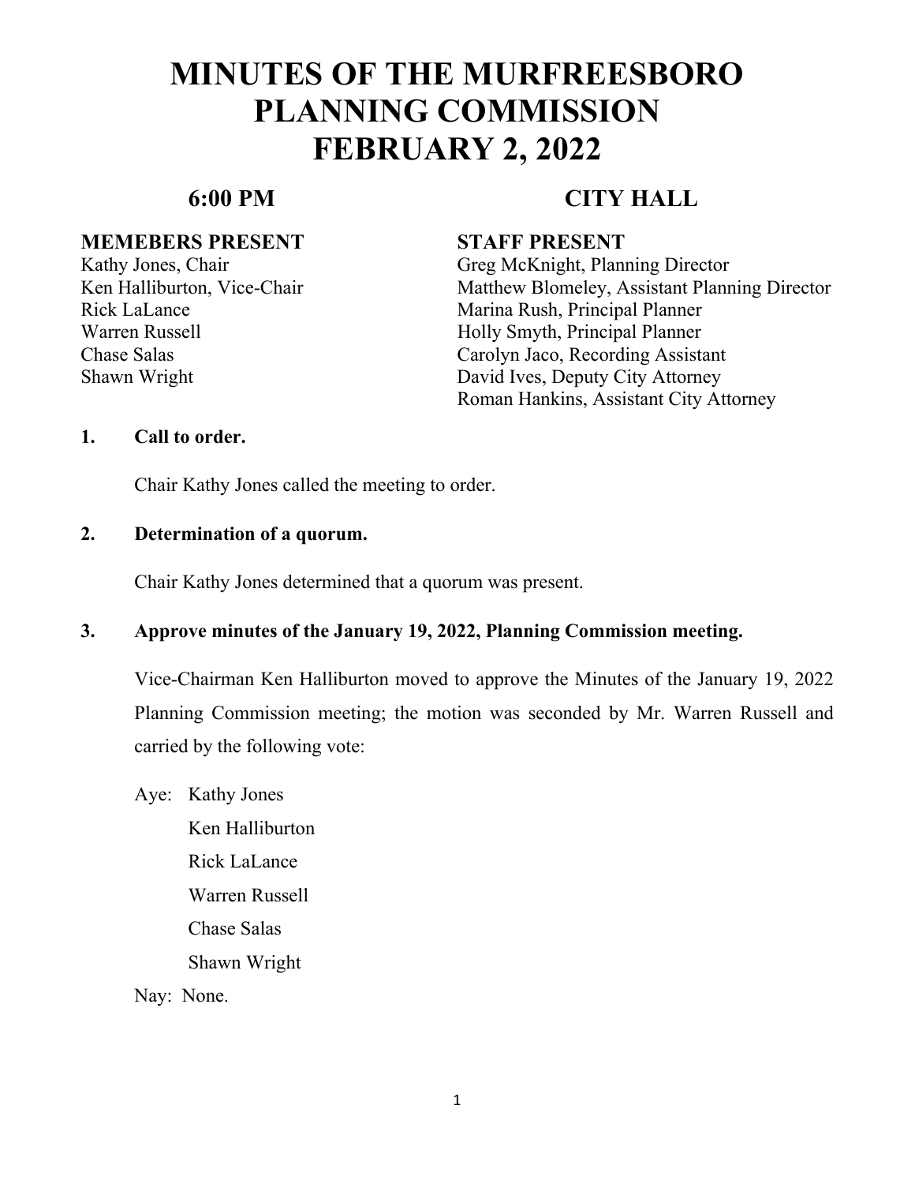# MINUTES OF THE MURFREESBORO PLANNING COMMISSION FEBRUARY 2, 2022

**6:00 PM** **CITY HALL**

**MEMEBERS PRESENT**
Kathy Jones, Chair
Ken Halliburton, Vice-Chair
Rick LaLance
Warren Russell
Chase Salas
Shawn Wright

**STAFF PRESENT**
Greg McKnight, Planning Director
Matthew Blomeley, Assistant Planning Director
Marina Rush, Principal Planner
Holly Smyth, Principal Planner
Carolyn Jaco, Recording Assistant
David Ives, Deputy City Attorney
Roman Hankins, Assistant City Attorney

**1. Call to order.**

Chair Kathy Jones called the meeting to order.

**2. Determination of a quorum.**

Chair Kathy Jones determined that a quorum was present.

**3. Approve minutes of the January 19, 2022, Planning Commission meeting.**

Vice-Chairman Ken Halliburton moved to approve the Minutes of the January 19, 2022 Planning Commission meeting; the motion was seconded by Mr. Warren Russell and carried by the following vote:

Aye: Kathy Jones
Ken Halliburton
Rick LaLance
Warren Russell
Chase Salas
Shawn Wright

Nay: None.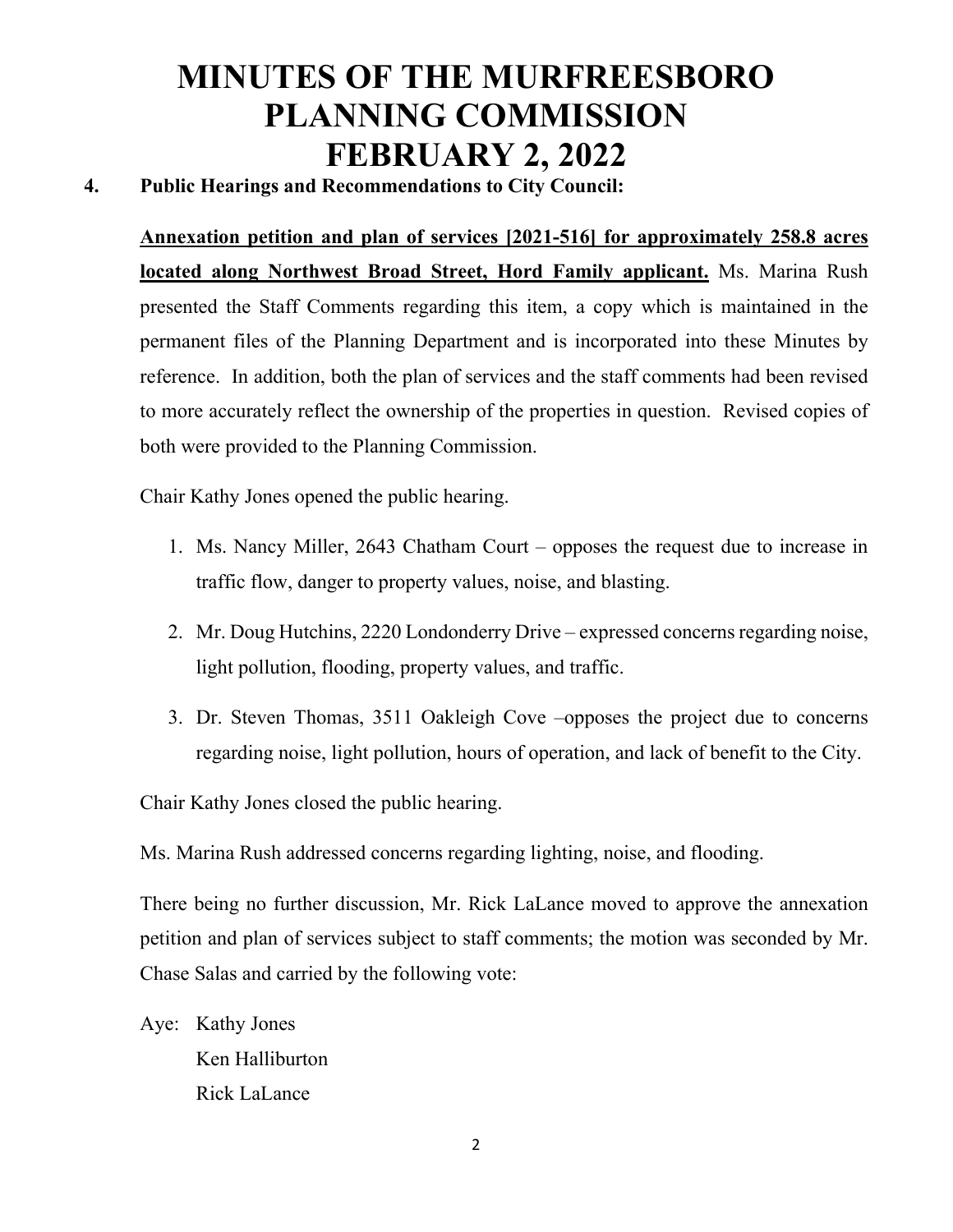# MINUTES OF THE MURFREESBORO PLANNING COMMISSION FEBRUARY 2, 2022

**4. Public Hearings and Recommendations to City Council:**

**Annexation petition and plan of services [2021-516] for approximately 258.8 acres located along Northwest Broad Street, Hord Family applicant.** Ms. Marina Rush presented the Staff Comments regarding this item, a copy which is maintained in the permanent files of the Planning Department and is incorporated into these Minutes by reference. In addition, both the plan of services and the staff comments had been revised to more accurately reflect the ownership of the properties in question. Revised copies of both were provided to the Planning Commission.

Chair Kathy Jones opened the public hearing.

1. Ms. Nancy Miller, 2643 Chatham Court – opposes the request due to increase in traffic flow, danger to property values, noise, and blasting.
2. Mr. Doug Hutchins, 2220 Londonderry Drive – expressed concerns regarding noise, light pollution, flooding, property values, and traffic.
3. Dr. Steven Thomas, 3511 Oakleigh Cove –opposes the project due to concerns regarding noise, light pollution, hours of operation, and lack of benefit to the City.

Chair Kathy Jones closed the public hearing.

Ms. Marina Rush addressed concerns regarding lighting, noise, and flooding.

There being no further discussion, Mr. Rick LaLance moved to approve the annexation petition and plan of services subject to staff comments; the motion was seconded by Mr. Chase Salas and carried by the following vote:

Aye: Kathy Jones
Ken Halliburton
Rick LaLance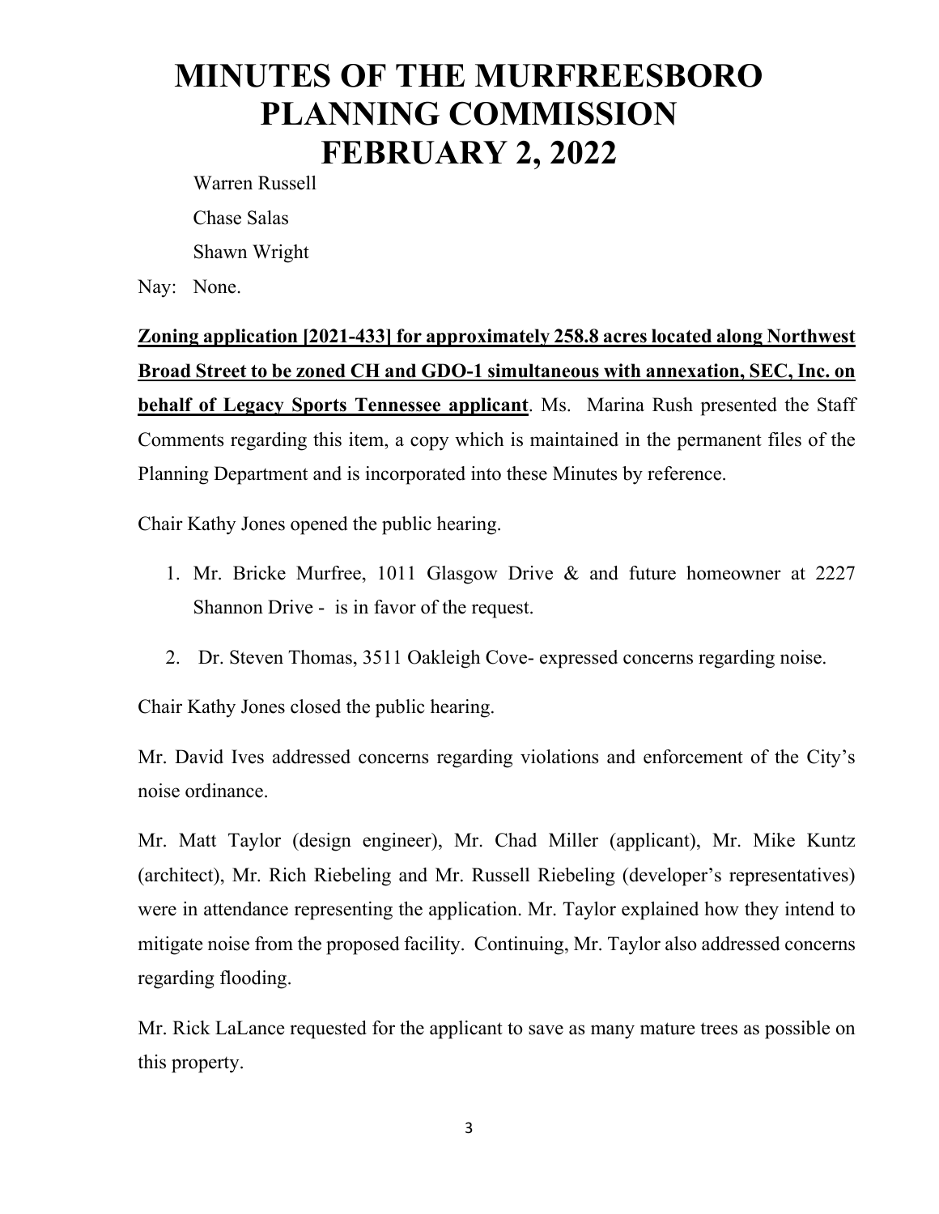Warren Russell

Chase Salas

Shawn Wright

Nay: None.

**<u>Zoning application [2021-433] for approximately 258.8 acres located along Northwest Broad Street to be zoned CH and GDO-1 simultaneous with annexation, SEC, Inc. on behalf of Legacy Sports Tennessee applicant</u>**. Ms. Marina Rush presented the Staff Comments regarding this item, a copy which is maintained in the permanent files of the Planning Department and is incorporated into these Minutes by reference.

Chair Kathy Jones opened the public hearing.

1. Mr. Bricke Murfree, 1011 Glasgow Drive & and future homeowner at 2227 Shannon Drive - is in favor of the request.
2. Dr. Steven Thomas, 3511 Oakleigh Cove- expressed concerns regarding noise.

Chair Kathy Jones closed the public hearing.

Mr. David Ives addressed concerns regarding violations and enforcement of the City's noise ordinance.

Mr. Matt Taylor (design engineer), Mr. Chad Miller (applicant), Mr. Mike Kuntz (architect), Mr. Rich Riebeling and Mr. Russell Riebeling (developer's representatives) were in attendance representing the application. Mr. Taylor explained how they intend to mitigate noise from the proposed facility. Continuing, Mr. Taylor also addressed concerns regarding flooding.

Mr. Rick LaLance requested for the applicant to save as many mature trees as possible on this property.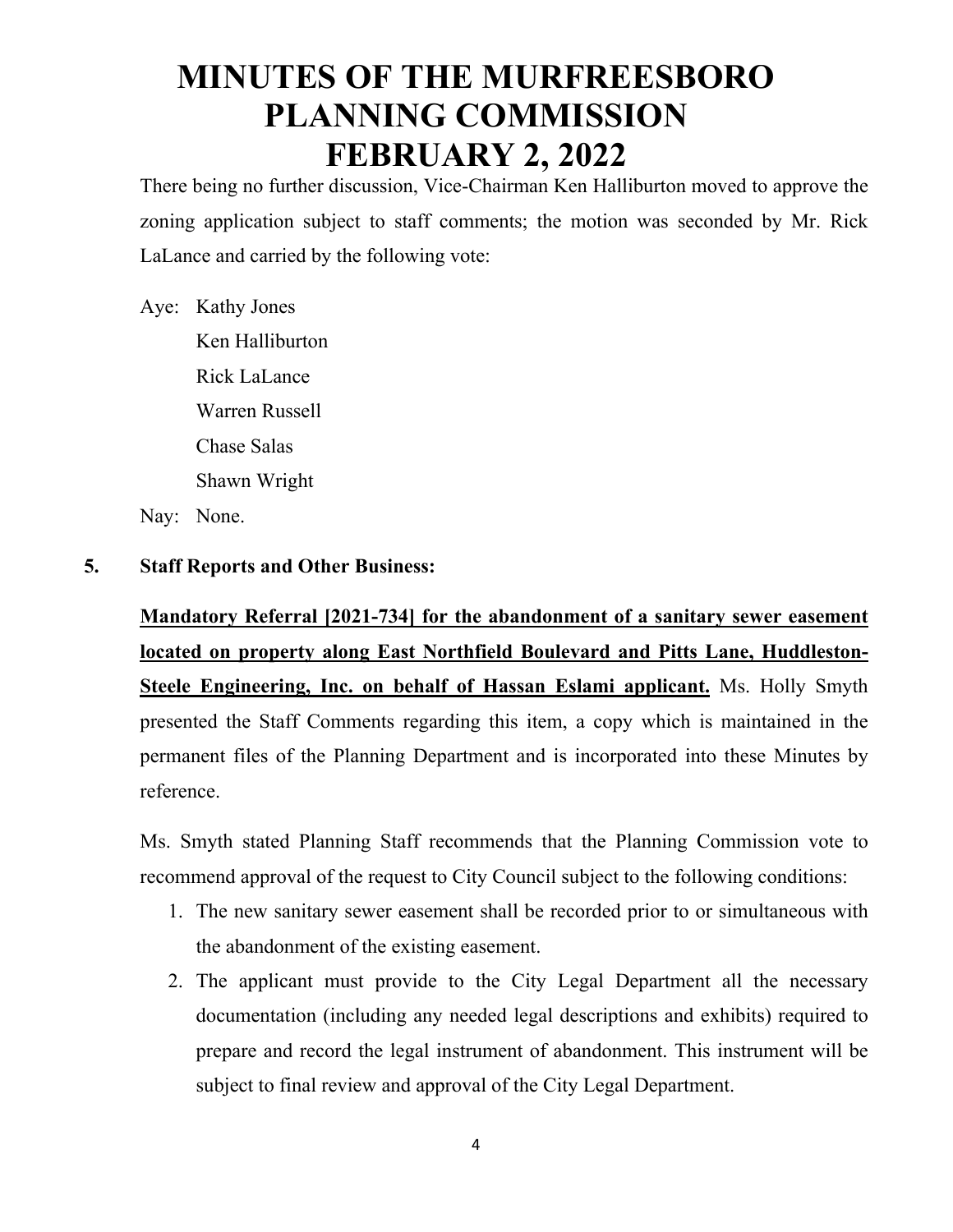# MINUTES OF THE MURFREESBORO PLANNING COMMISSION FEBRUARY 2, 2022

There being no further discussion, Vice-Chairman Ken Halliburton moved to approve the zoning application subject to staff comments; the motion was seconded by Mr. Rick LaLance and carried by the following vote:

Aye: Kathy Jones
Ken Halliburton
Rick LaLance
Warren Russell
Chase Salas
Shawn Wright

Nay: None.

**5. Staff Reports and Other Business:**

**Mandatory Referral [2021-734] for the abandonment of a sanitary sewer easement located on property along East Northfield Boulevard and Pitts Lane, Huddleston-Steele Engineering, Inc. on behalf of Hassan Eslami applicant.** Ms. Holly Smyth presented the Staff Comments regarding this item, a copy which is maintained in the permanent files of the Planning Department and is incorporated into these Minutes by reference.

Ms. Smyth stated Planning Staff recommends that the Planning Commission vote to recommend approval of the request to City Council subject to the following conditions:

1. The new sanitary sewer easement shall be recorded prior to or simultaneous with the abandonment of the existing easement.
2. The applicant must provide to the City Legal Department all the necessary documentation (including any needed legal descriptions and exhibits) required to prepare and record the legal instrument of abandonment. This instrument will be subject to final review and approval of the City Legal Department.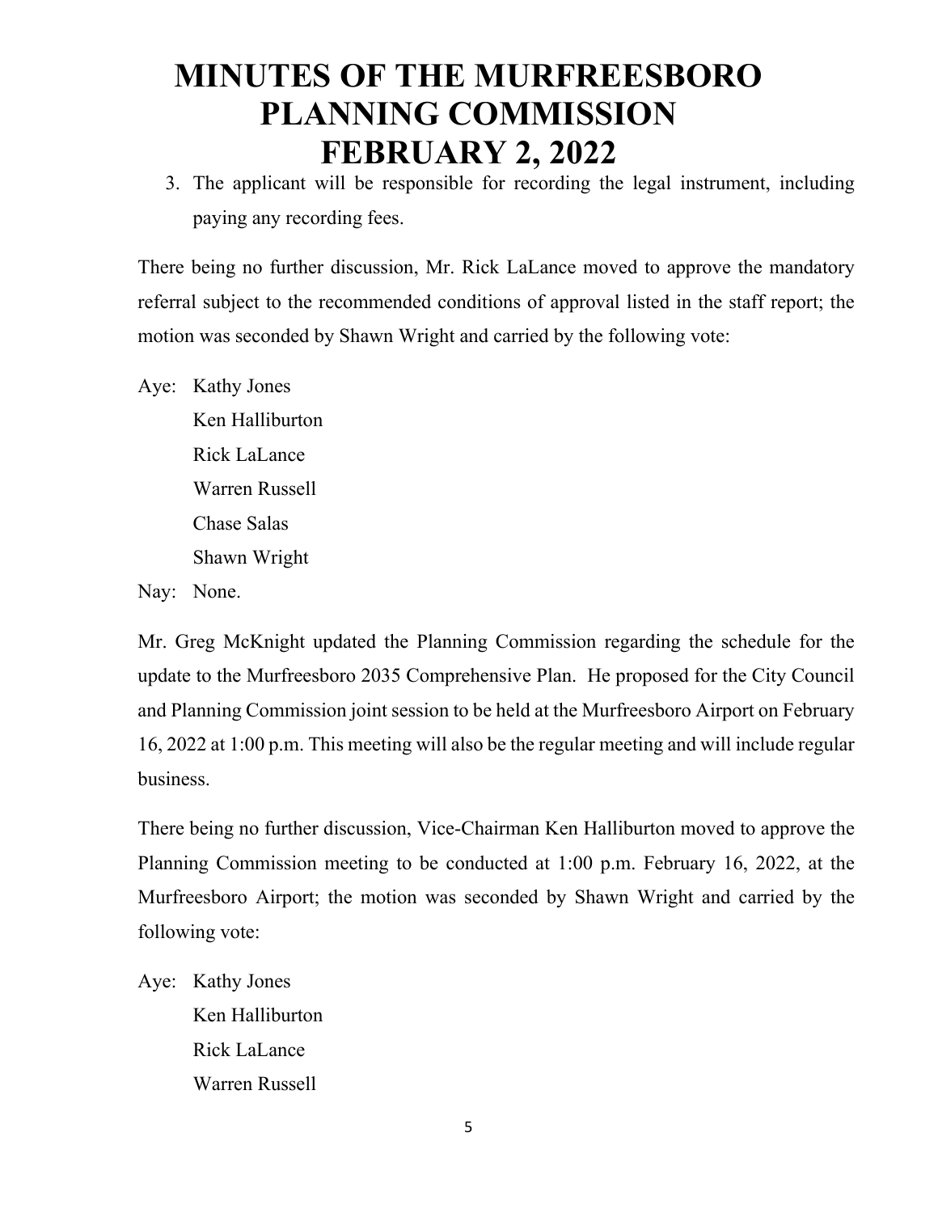3. The applicant will be responsible for recording the legal instrument, including paying any recording fees.

There being no further discussion, Mr. Rick LaLance moved to approve the mandatory referral subject to the recommended conditions of approval listed in the staff report; the motion was seconded by Shawn Wright and carried by the following vote:

Aye: Kathy Jones
Ken Halliburton
Rick LaLance
Warren Russell
Chase Salas
Shawn Wright

Nay: None.

Mr. Greg McKnight updated the Planning Commission regarding the schedule for the update to the Murfreesboro 2035 Comprehensive Plan. He proposed for the City Council and Planning Commission joint session to be held at the Murfreesboro Airport on February 16, 2022 at 1:00 p.m. This meeting will also be the regular meeting and will include regular business.

There being no further discussion, Vice-Chairman Ken Halliburton moved to approve the Planning Commission meeting to be conducted at 1:00 p.m. February 16, 2022, at the Murfreesboro Airport; the motion was seconded by Shawn Wright and carried by the following vote:

Aye: Kathy Jones
Ken Halliburton
Rick LaLance
Warren Russell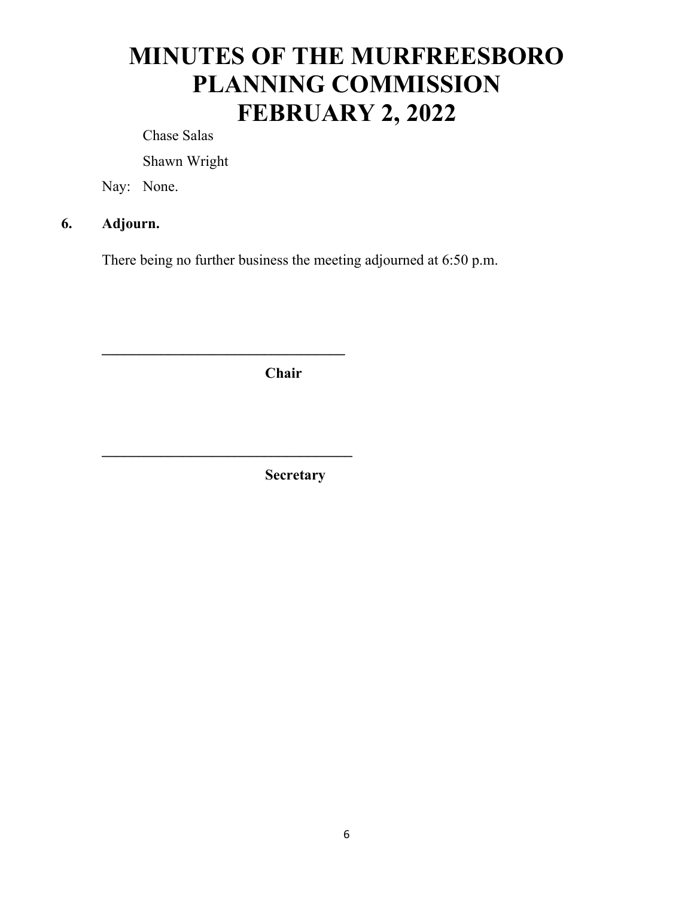# MINUTES OF THE MURFREESBORO PLANNING COMMISSION FEBRUARY 2, 2022

Chase Salas

Shawn Wright

Nay: None.

**6. Adjourn.**

There being no further business the meeting adjourned at 6:50 p.m.

___________________________________

**Chair**

___________________________________

**Secretary**